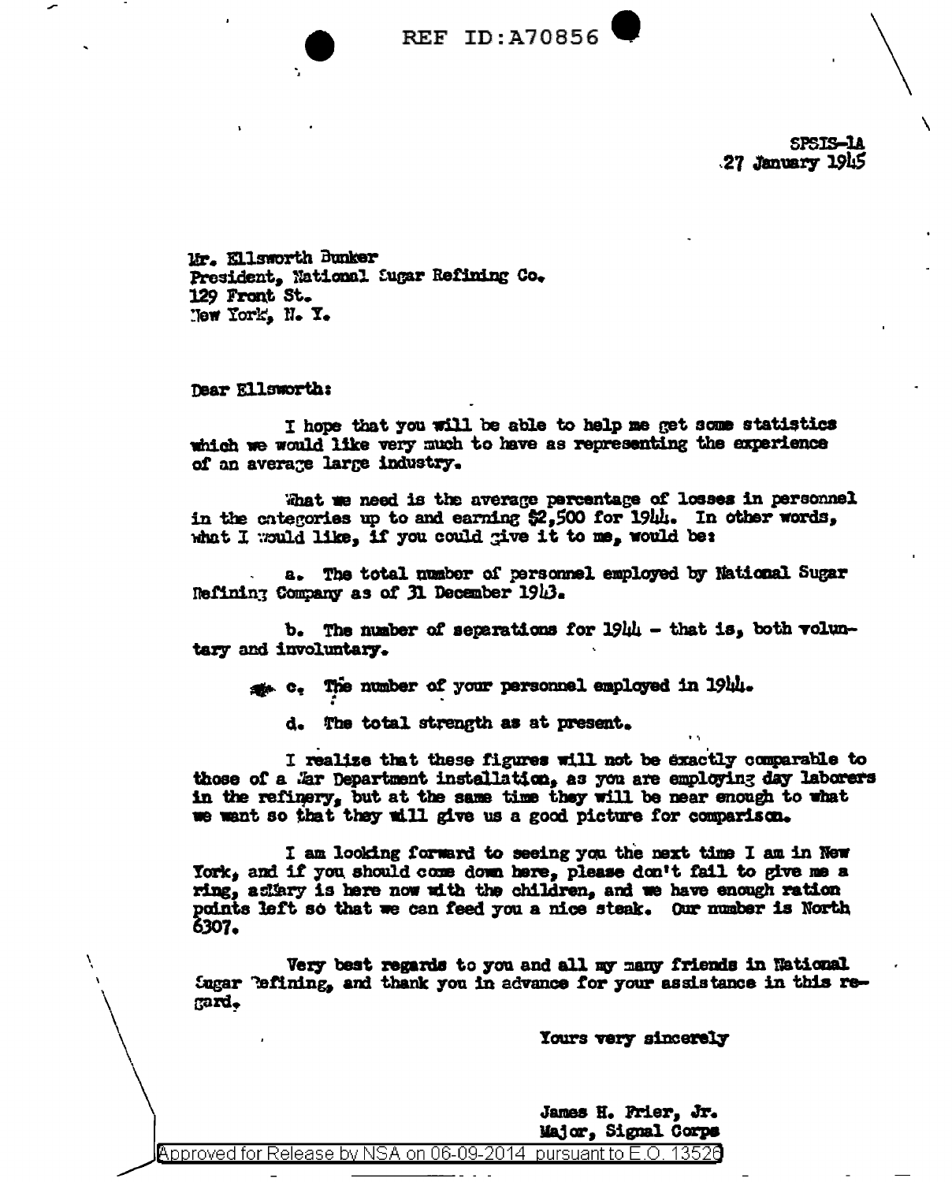REF ID:A70856

SPSIS-1A
27 January 1945

Mr. Ellsworth Bunker
President, National Sugar Refining Co.
129 Front St.
New York, N. Y.

Dear Ellsworth:

I hope that you will be able to help me get some statistics which we would like very much to have as representing the experience of an average large industry.

What we need is the average percentage of losses in personnel in the categories up to and earning $2,500 for 1944. In other words, what I would like, if you could give it to me, would be:

a. The total number of personnel employed by National Sugar Refining Company as of 31 December 1943.

b. The number of separations for 1944 - that is, both voluntary and involuntary.

c. The number of your personnel employed in 1944.

d. The total strength as at present.

I realize that these figures will not be exactly comparable to those of a War Department installation, as you are employing day laborers in the refinery, but at the same time they will be near enough to what we want so that they will give us a good picture for comparison.

I am looking forward to seeing you the next time I am in New York, and if you should come down here, please don't fail to give me a ring, as Mary is here now with the children, and we have enough ration points left so that we can feed you a nice steak. Our number is North 6307.

Very best regards to you and all my many friends in National Sugar Refining, and thank you in advance for your assistance in this regard.

Yours very sincerely

James H. Frier, Jr.
Major, Signal Corps

Approved for Release by NSA on 06-09-2014 pursuant to E.O. 13526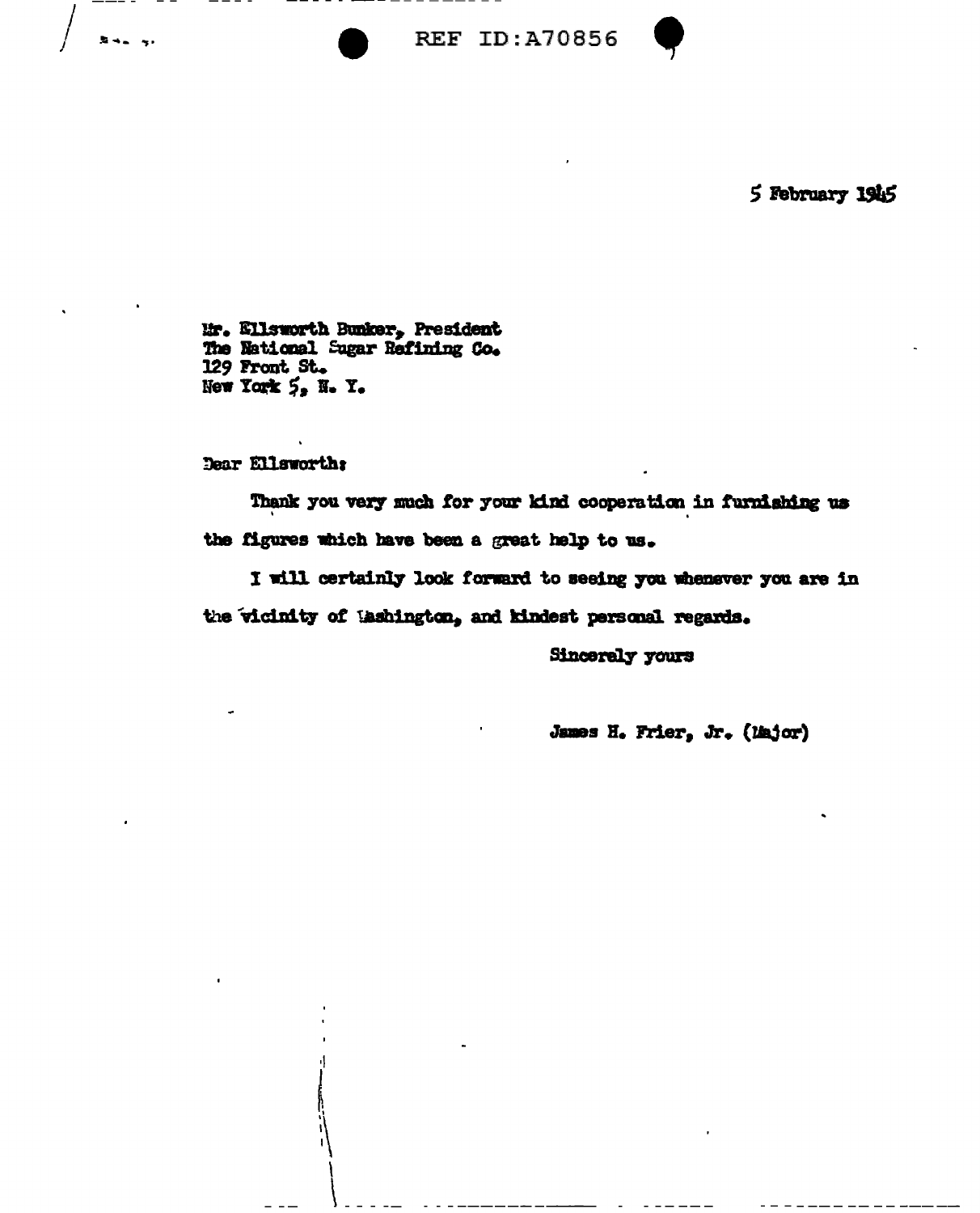5 February 1945

Mr. Ellsworth Bunker, President
The National Sugar Refining Co.
129 Front St.
New York 5, N. Y.

Dear Ellsworth:

Thank you very much for your kind cooperation in furnishing us the figures which have been a great help to us.

I will certainly look forward to seeing you whenever you are in the vicinity of Washington, and kindest personal regards.

Sincerely yours

James H. Frier, Jr. (Major)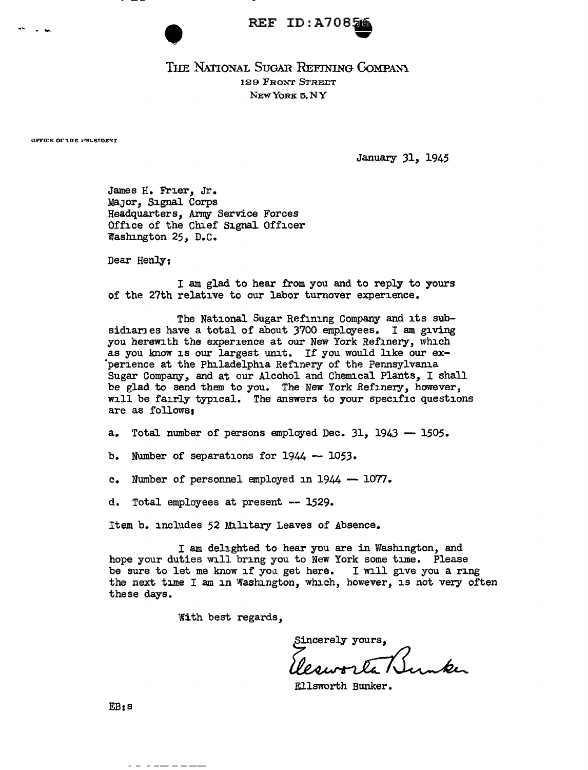REF ID:A70856

# THE NATIONAL SUGAR REFINING COMPANY

129 FRONT STREET
NEW YORK 5, N.Y.

OFFICE OF THE PRESIDENT

January 31, 1945

James H. Frier, Jr.
Major, Signal Corps
Headquarters, Army Service Forces
Office of the Chief Signal Officer
Washington 25, D.C.

Dear Henly:

I am glad to hear from you and to reply to yours of the 27th relative to our labor turnover experience.

The National Sugar Refining Company and its subsidiaries have a total of about 3700 employees. I am giving you herewith the experience at our New York Refinery, which as you know is our largest unit. If you would like our experience at the Philadelphia Refinery of the Pennsylvania Sugar Company, and at our Alcohol and Chemical Plants, I shall be glad to send them to you. The New York Refinery, however, will be fairly typical. The answers to your specific questions are as follows:

a. Total number of persons employed Dec. 31, 1943 — 1505.

b. Number of separations for 1944 — 1053.

c. Number of personnel employed in 1944 — 1077.

d. Total employees at present -- 1529.

Item b. includes 52 Military Leaves of Absence.

I am delighted to hear you are in Washington, and hope your duties will bring you to New York some time. Please be sure to let me know if you get here. I will give you a ring the next time I am in Washington, which, however, is not very often these days.

With best regards,

Sincerely yours,

Ellsworth Bunker

Ellsworth Bunker.

EB:S